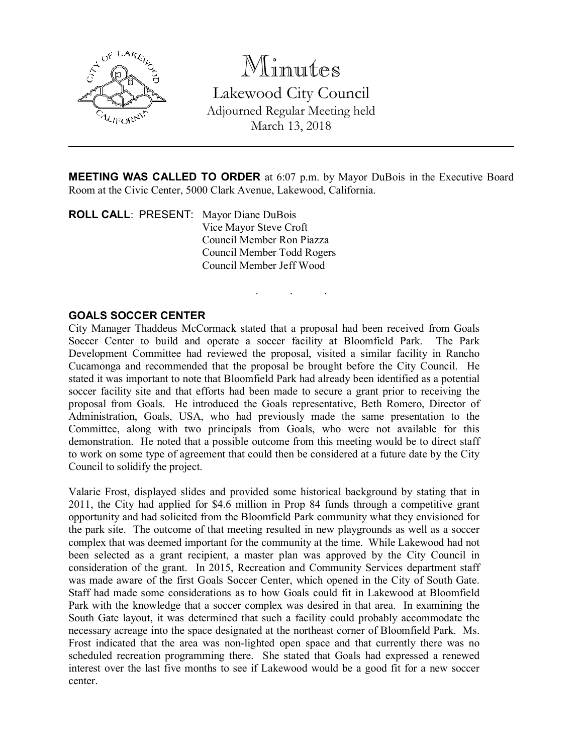# Minutes

## Lakewood City Council

Adjourned Regular Meeting held
March 13, 2018

---

**MEETING WAS CALLED TO ORDER** at 6:07 p.m. by Mayor DuBois in the Executive Board Room at the Civic Center, 5000 Clark Avenue, Lakewood, California.

**ROLL CALL**: PRESENT: Mayor Diane DuBois
Vice Mayor Steve Croft
Council Member Ron Piazza
Council Member Todd Rogers
Council Member Jeff Wood

. . .

**GOALS SOCCER CENTER**

City Manager Thaddeus McCormack stated that a proposal had been received from Goals Soccer Center to build and operate a soccer facility at Bloomfield Park. The Park Development Committee had reviewed the proposal, visited a similar facility in Rancho Cucamonga and recommended that the proposal be brought before the City Council. He stated it was important to note that Bloomfield Park had already been identified as a potential soccer facility site and that efforts had been made to secure a grant prior to receiving the proposal from Goals. He introduced the Goals representative, Beth Romero, Director of Administration, Goals, USA, who had previously made the same presentation to the Committee, along with two principals from Goals, who were not available for this demonstration. He noted that a possible outcome from this meeting would be to direct staff to work on some type of agreement that could then be considered at a future date by the City Council to solidify the project.

Valarie Frost, displayed slides and provided some historical background by stating that in 2011, the City had applied for $4.6 million in Prop 84 funds through a competitive grant opportunity and had solicited from the Bloomfield Park community what they envisioned for the park site. The outcome of that meeting resulted in new playgrounds as well as a soccer complex that was deemed important for the community at the time. While Lakewood had not been selected as a grant recipient, a master plan was approved by the City Council in consideration of the grant. In 2015, Recreation and Community Services department staff was made aware of the first Goals Soccer Center, which opened in the City of South Gate. Staff had made some considerations as to how Goals could fit in Lakewood at Bloomfield Park with the knowledge that a soccer complex was desired in that area. In examining the South Gate layout, it was determined that such a facility could probably accommodate the necessary acreage into the space designated at the northeast corner of Bloomfield Park. Ms. Frost indicated that the area was non-lighted open space and that currently there was no scheduled recreation programming there. She stated that Goals had expressed a renewed interest over the last five months to see if Lakewood would be a good fit for a new soccer center.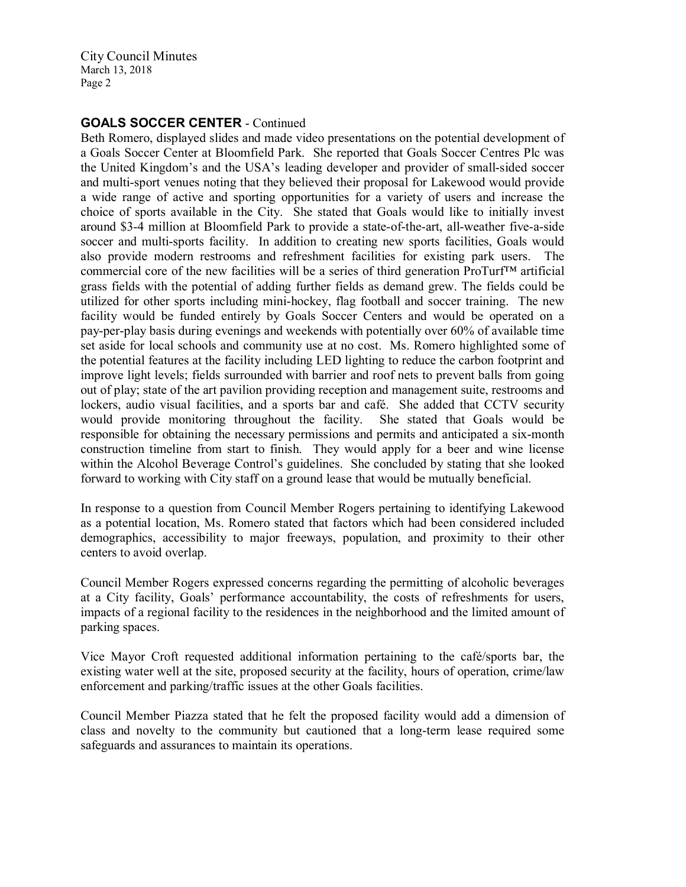## GOALS SOCCER CENTER - Continued

Beth Romero, displayed slides and made video presentations on the potential development of a Goals Soccer Center at Bloomfield Park. She reported that Goals Soccer Centres Plc was the United Kingdom's and the USA's leading developer and provider of small-sided soccer and multi-sport venues noting that they believed their proposal for Lakewood would provide a wide range of active and sporting opportunities for a variety of users and increase the choice of sports available in the City. She stated that Goals would like to initially invest around $3-4 million at Bloomfield Park to provide a state-of-the-art, all-weather five-a-side soccer and multi-sports facility. In addition to creating new sports facilities, Goals would also provide modern restrooms and refreshment facilities for existing park users. The commercial core of the new facilities will be a series of third generation ProTurf™ artificial grass fields with the potential of adding further fields as demand grew. The fields could be utilized for other sports including mini-hockey, flag football and soccer training. The new facility would be funded entirely by Goals Soccer Centers and would be operated on a pay-per-play basis during evenings and weekends with potentially over 60% of available time set aside for local schools and community use at no cost. Ms. Romero highlighted some of the potential features at the facility including LED lighting to reduce the carbon footprint and improve light levels; fields surrounded with barrier and roof nets to prevent balls from going out of play; state of the art pavilion providing reception and management suite, restrooms and lockers, audio visual facilities, and a sports bar and café. She added that CCTV security would provide monitoring throughout the facility. She stated that Goals would be responsible for obtaining the necessary permissions and permits and anticipated a six-month construction timeline from start to finish. They would apply for a beer and wine license within the Alcohol Beverage Control's guidelines. She concluded by stating that she looked forward to working with City staff on a ground lease that would be mutually beneficial.

In response to a question from Council Member Rogers pertaining to identifying Lakewood as a potential location, Ms. Romero stated that factors which had been considered included demographics, accessibility to major freeways, population, and proximity to their other centers to avoid overlap.

Council Member Rogers expressed concerns regarding the permitting of alcoholic beverages at a City facility, Goals' performance accountability, the costs of refreshments for users, impacts of a regional facility to the residences in the neighborhood and the limited amount of parking spaces.

Vice Mayor Croft requested additional information pertaining to the café/sports bar, the existing water well at the site, proposed security at the facility, hours of operation, crime/law enforcement and parking/traffic issues at the other Goals facilities.

Council Member Piazza stated that he felt the proposed facility would add a dimension of class and novelty to the community but cautioned that a long-term lease required some safeguards and assurances to maintain its operations.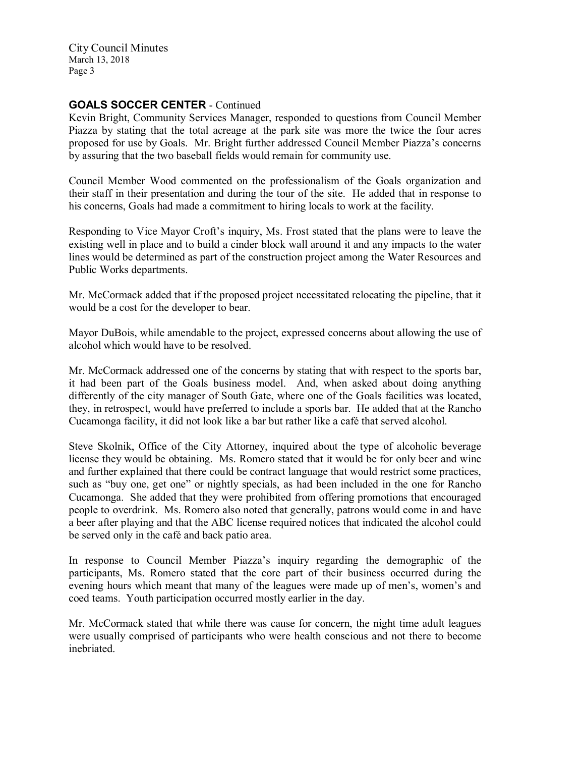**GOALS SOCCER CENTER** - Continued

Kevin Bright, Community Services Manager, responded to questions from Council Member Piazza by stating that the total acreage at the park site was more the twice the four acres proposed for use by Goals. Mr. Bright further addressed Council Member Piazza's concerns by assuring that the two baseball fields would remain for community use.

Council Member Wood commented on the professionalism of the Goals organization and their staff in their presentation and during the tour of the site. He added that in response to his concerns, Goals had made a commitment to hiring locals to work at the facility.

Responding to Vice Mayor Croft's inquiry, Ms. Frost stated that the plans were to leave the existing well in place and to build a cinder block wall around it and any impacts to the water lines would be determined as part of the construction project among the Water Resources and Public Works departments.

Mr. McCormack added that if the proposed project necessitated relocating the pipeline, that it would be a cost for the developer to bear.

Mayor DuBois, while amendable to the project, expressed concerns about allowing the use of alcohol which would have to be resolved.

Mr. McCormack addressed one of the concerns by stating that with respect to the sports bar, it had been part of the Goals business model. And, when asked about doing anything differently of the city manager of South Gate, where one of the Goals facilities was located, they, in retrospect, would have preferred to include a sports bar. He added that at the Rancho Cucamonga facility, it did not look like a bar but rather like a café that served alcohol.

Steve Skolnik, Office of the City Attorney, inquired about the type of alcoholic beverage license they would be obtaining. Ms. Romero stated that it would be for only beer and wine and further explained that there could be contract language that would restrict some practices, such as "buy one, get one" or nightly specials, as had been included in the one for Rancho Cucamonga. She added that they were prohibited from offering promotions that encouraged people to overdrink. Ms. Romero also noted that generally, patrons would come in and have a beer after playing and that the ABC license required notices that indicated the alcohol could be served only in the café and back patio area.

In response to Council Member Piazza's inquiry regarding the demographic of the participants, Ms. Romero stated that the core part of their business occurred during the evening hours which meant that many of the leagues were made up of men's, women's and coed teams. Youth participation occurred mostly earlier in the day.

Mr. McCormack stated that while there was cause for concern, the night time adult leagues were usually comprised of participants who were health conscious and not there to become inebriated.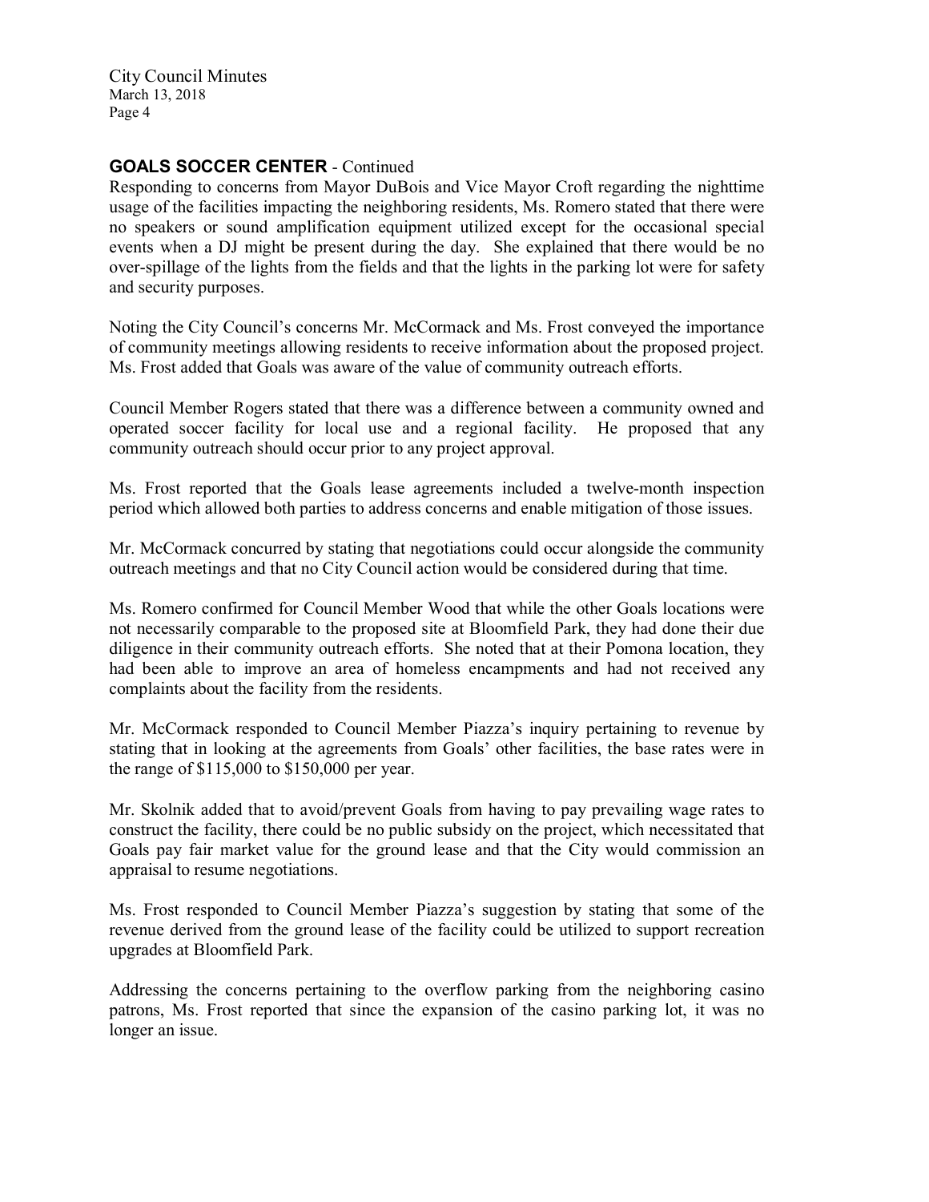**GOALS SOCCER CENTER** - Continued

Responding to concerns from Mayor DuBois and Vice Mayor Croft regarding the nighttime usage of the facilities impacting the neighboring residents, Ms. Romero stated that there were no speakers or sound amplification equipment utilized except for the occasional special events when a DJ might be present during the day. She explained that there would be no over-spillage of the lights from the fields and that the lights in the parking lot were for safety and security purposes.

Noting the City Council's concerns Mr. McCormack and Ms. Frost conveyed the importance of community meetings allowing residents to receive information about the proposed project. Ms. Frost added that Goals was aware of the value of community outreach efforts.

Council Member Rogers stated that there was a difference between a community owned and operated soccer facility for local use and a regional facility. He proposed that any community outreach should occur prior to any project approval.

Ms. Frost reported that the Goals lease agreements included a twelve-month inspection period which allowed both parties to address concerns and enable mitigation of those issues.

Mr. McCormack concurred by stating that negotiations could occur alongside the community outreach meetings and that no City Council action would be considered during that time.

Ms. Romero confirmed for Council Member Wood that while the other Goals locations were not necessarily comparable to the proposed site at Bloomfield Park, they had done their due diligence in their community outreach efforts. She noted that at their Pomona location, they had been able to improve an area of homeless encampments and had not received any complaints about the facility from the residents.

Mr. McCormack responded to Council Member Piazza's inquiry pertaining to revenue by stating that in looking at the agreements from Goals' other facilities, the base rates were in the range of $115,000 to $150,000 per year.

Mr. Skolnik added that to avoid/prevent Goals from having to pay prevailing wage rates to construct the facility, there could be no public subsidy on the project, which necessitated that Goals pay fair market value for the ground lease and that the City would commission an appraisal to resume negotiations.

Ms. Frost responded to Council Member Piazza's suggestion by stating that some of the revenue derived from the ground lease of the facility could be utilized to support recreation upgrades at Bloomfield Park.

Addressing the concerns pertaining to the overflow parking from the neighboring casino patrons, Ms. Frost reported that since the expansion of the casino parking lot, it was no longer an issue.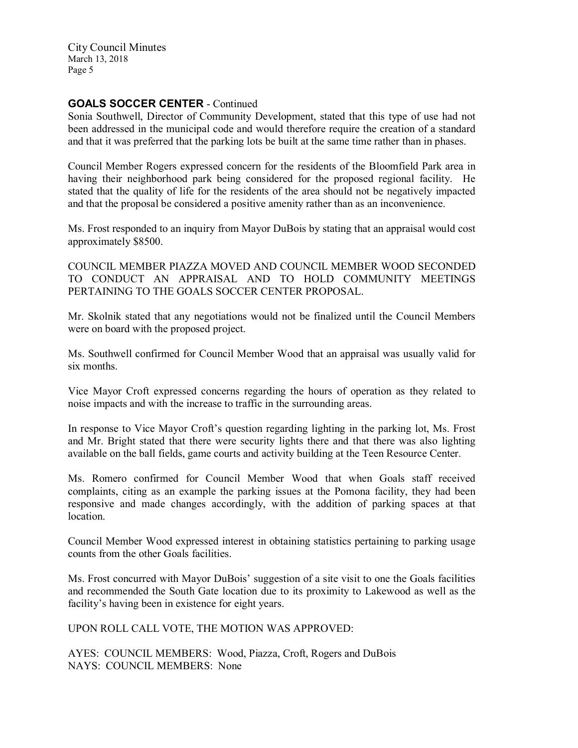## GOALS SOCCER CENTER - Continued

Sonia Southwell, Director of Community Development, stated that this type of use had not been addressed in the municipal code and would therefore require the creation of a standard and that it was preferred that the parking lots be built at the same time rather than in phases.

Council Member Rogers expressed concern for the residents of the Bloomfield Park area in having their neighborhood park being considered for the proposed regional facility. He stated that the quality of life for the residents of the area should not be negatively impacted and that the proposal be considered a positive amenity rather than as an inconvenience.

Ms. Frost responded to an inquiry from Mayor DuBois by stating that an appraisal would cost approximately $8500.

COUNCIL MEMBER PIAZZA MOVED AND COUNCIL MEMBER WOOD SECONDED TO CONDUCT AN APPRAISAL AND TO HOLD COMMUNITY MEETINGS PERTAINING TO THE GOALS SOCCER CENTER PROPOSAL.

Mr. Skolnik stated that any negotiations would not be finalized until the Council Members were on board with the proposed project.

Ms. Southwell confirmed for Council Member Wood that an appraisal was usually valid for six months.

Vice Mayor Croft expressed concerns regarding the hours of operation as they related to noise impacts and with the increase to traffic in the surrounding areas.

In response to Vice Mayor Croft's question regarding lighting in the parking lot, Ms. Frost and Mr. Bright stated that there were security lights there and that there was also lighting available on the ball fields, game courts and activity building at the Teen Resource Center.

Ms. Romero confirmed for Council Member Wood that when Goals staff received complaints, citing as an example the parking issues at the Pomona facility, they had been responsive and made changes accordingly, with the addition of parking spaces at that location.

Council Member Wood expressed interest in obtaining statistics pertaining to parking usage counts from the other Goals facilities.

Ms. Frost concurred with Mayor DuBois' suggestion of a site visit to one the Goals facilities and recommended the South Gate location due to its proximity to Lakewood as well as the facility's having been in existence for eight years.

UPON ROLL CALL VOTE, THE MOTION WAS APPROVED:

AYES: COUNCIL MEMBERS: Wood, Piazza, Croft, Rogers and DuBois
NAYS: COUNCIL MEMBERS: None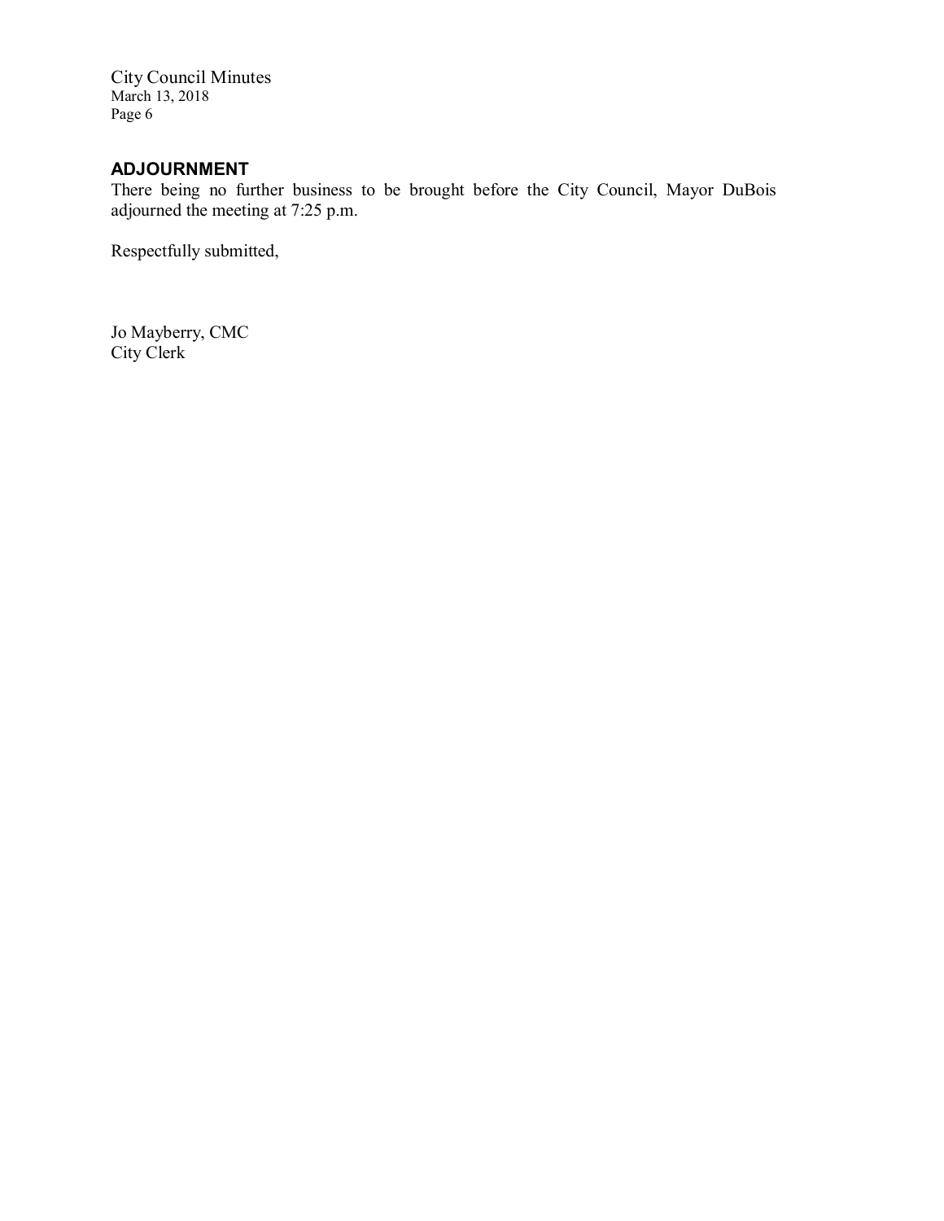## ADJOURNMENT

There being no further business to be brought before the City Council, Mayor DuBois adjourned the meeting at 7:25 p.m.

Respectfully submitted,

Jo Mayberry, CMC
City Clerk